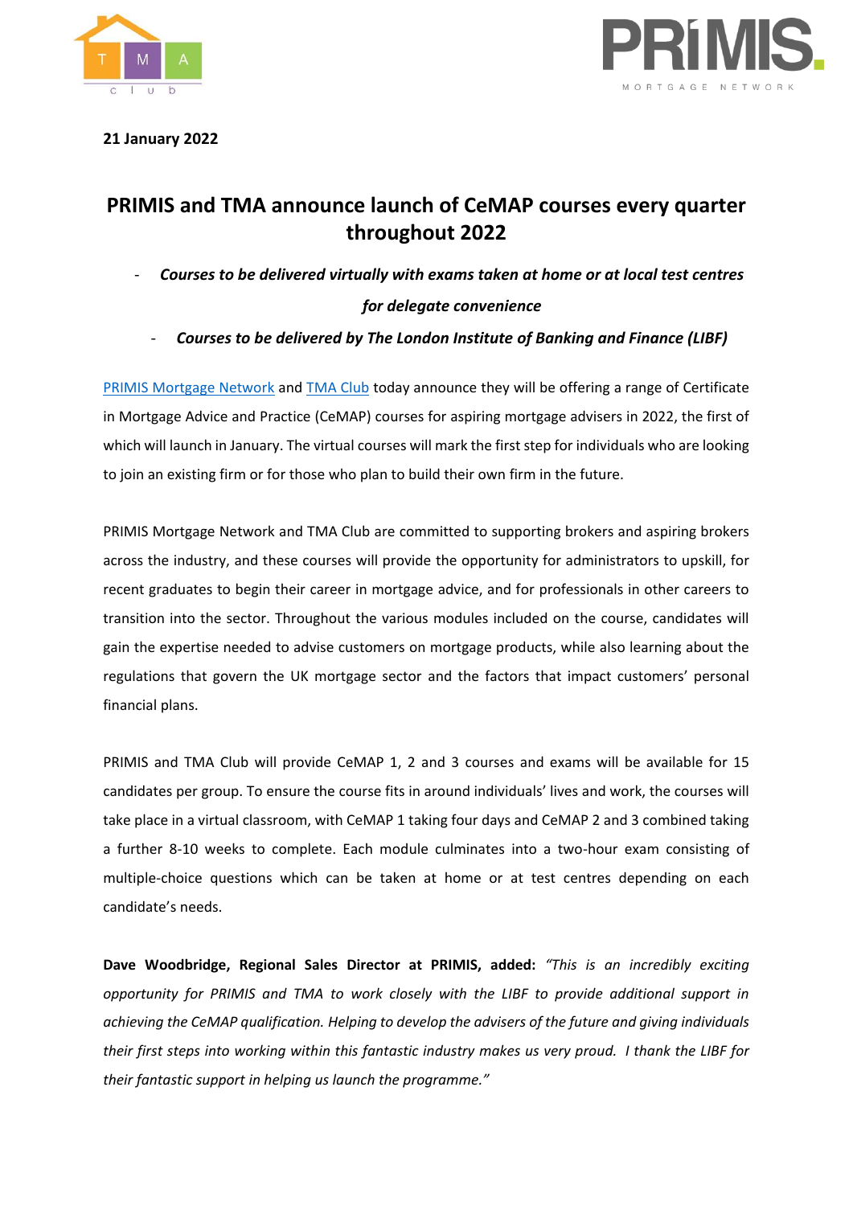**21 January 2022**

# PRIMIS and TMA announce launch of CeMAP courses every quarter throughout 2022

- ***Courses to be delivered virtually with exams taken at home or at local test centres for delegate convenience***
- ***Courses to be delivered by The London Institute of Banking and Finance (LIBF)***

PRIMIS Mortgage Network and TMA Club today announce they will be offering a range of Certificate in Mortgage Advice and Practice (CeMAP) courses for aspiring mortgage advisers in 2022, the first of which will launch in January. The virtual courses will mark the first step for individuals who are looking to join an existing firm or for those who plan to build their own firm in the future.

PRIMIS Mortgage Network and TMA Club are committed to supporting brokers and aspiring brokers across the industry, and these courses will provide the opportunity for administrators to upskill, for recent graduates to begin their career in mortgage advice, and for professionals in other careers to transition into the sector. Throughout the various modules included on the course, candidates will gain the expertise needed to advise customers on mortgage products, while also learning about the regulations that govern the UK mortgage sector and the factors that impact customers' personal financial plans.

PRIMIS and TMA Club will provide CeMAP 1, 2 and 3 courses and exams will be available for 15 candidates per group. To ensure the course fits in around individuals' lives and work, the courses will take place in a virtual classroom, with CeMAP 1 taking four days and CeMAP 2 and 3 combined taking a further 8-10 weeks to complete. Each module culminates into a two-hour exam consisting of multiple-choice questions which can be taken at home or at test centres depending on each candidate's needs.

**Dave Woodbridge, Regional Sales Director at PRIMIS, added:** *"This is an incredibly exciting opportunity for PRIMIS and TMA to work closely with the LIBF to provide additional support in achieving the CeMAP qualification. Helping to develop the advisers of the future and giving individuals their first steps into working within this fantastic industry makes us very proud. I thank the LIBF for their fantastic support in helping us launch the programme."*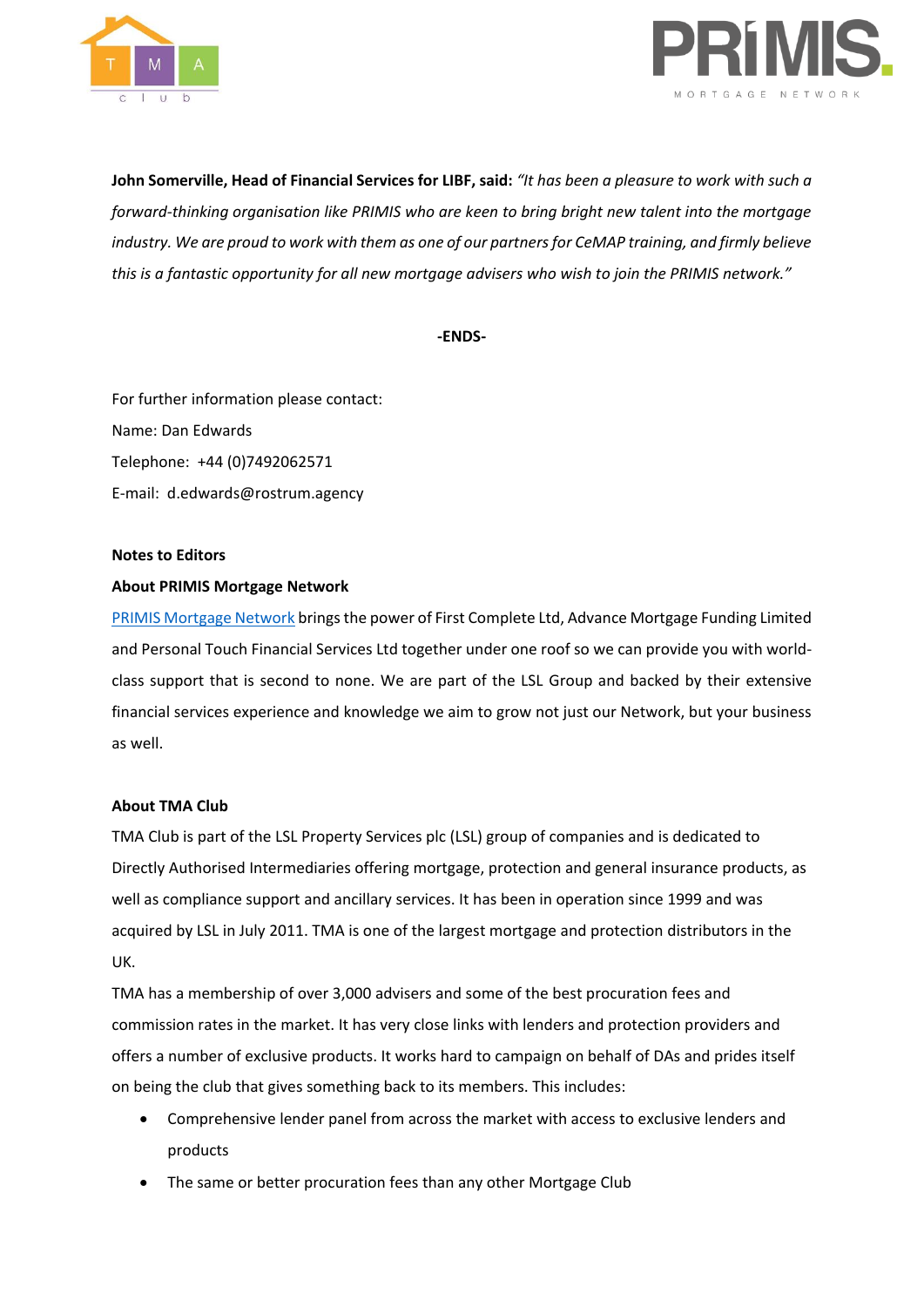**John Somerville, Head of Financial Services for LIBF, said:** *"It has been a pleasure to work with such a forward-thinking organisation like PRIMIS who are keen to bring bright new talent into the mortgage industry. We are proud to work with them as one of our partners for CeMAP training, and firmly believe this is a fantastic opportunity for all new mortgage advisers who wish to join the PRIMIS network."*

**-ENDS-**

For further information please contact:

Name: Dan Edwards

Telephone: +44 (0)7492062571

E-mail: d.edwards@rostrum.agency

**Notes to Editors**

**About PRIMIS Mortgage Network**

PRIMIS Mortgage Network brings the power of First Complete Ltd, Advance Mortgage Funding Limited and Personal Touch Financial Services Ltd together under one roof so we can provide you with world-class support that is second to none. We are part of the LSL Group and backed by their extensive financial services experience and knowledge we aim to grow not just our Network, but your business as well.

**About TMA Club**

TMA Club is part of the LSL Property Services plc (LSL) group of companies and is dedicated to Directly Authorised Intermediaries offering mortgage, protection and general insurance products, as well as compliance support and ancillary services. It has been in operation since 1999 and was acquired by LSL in July 2011. TMA is one of the largest mortgage and protection distributors in the UK.

TMA has a membership of over 3,000 advisers and some of the best procuration fees and commission rates in the market. It has very close links with lenders and protection providers and offers a number of exclusive products. It works hard to campaign on behalf of DAs and prides itself on being the club that gives something back to its members. This includes:

- Comprehensive lender panel from across the market with access to exclusive lenders and products
- The same or better procuration fees than any other Mortgage Club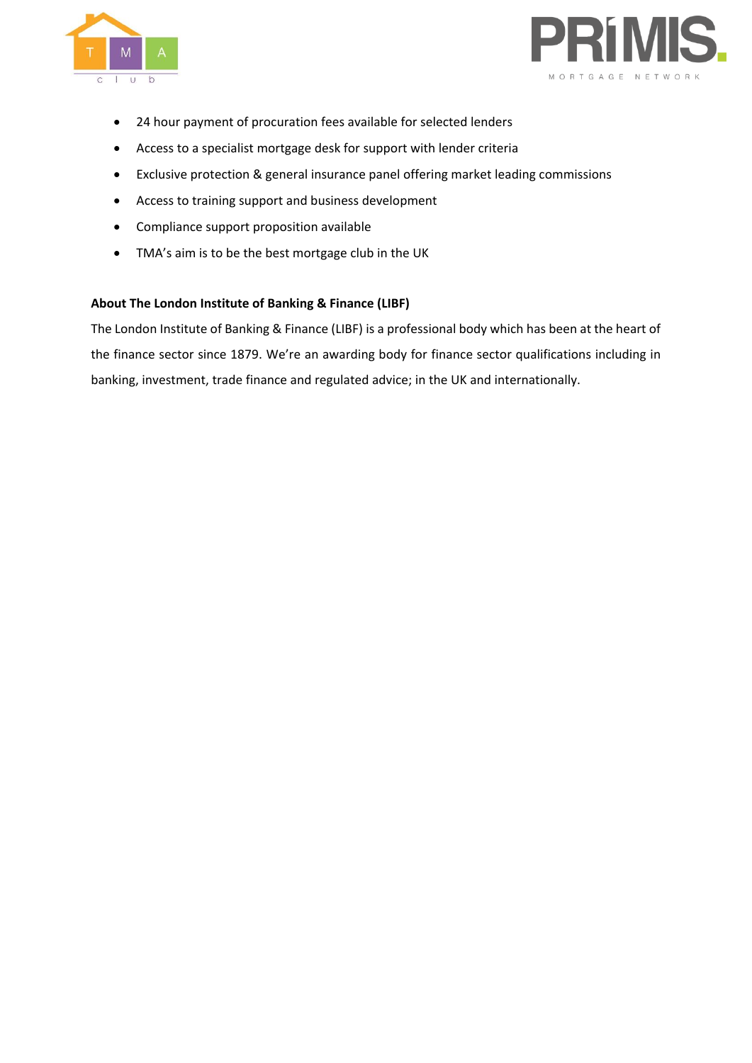- 24 hour payment of procuration fees available for selected lenders
- Access to a specialist mortgage desk for support with lender criteria
- Exclusive protection & general insurance panel offering market leading commissions
- Access to training support and business development
- Compliance support proposition available
- TMA's aim is to be the best mortgage club in the UK

**About The London Institute of Banking & Finance (LIBF)**

The London Institute of Banking & Finance (LIBF) is a professional body which has been at the heart of the finance sector since 1879. We're an awarding body for finance sector qualifications including in banking, investment, trade finance and regulated advice; in the UK and internationally.